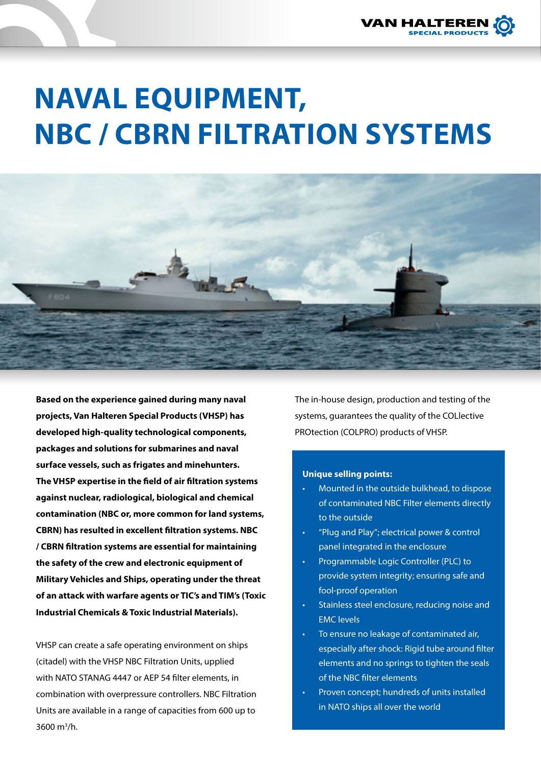# NAVAL EQUIPMENT, NBC / CBRN FILTRATION SYSTEMS

**Based on the experience gained during many naval projects, Van Halteren Special Products (VHSP) has developed high-quality technological components, packages and solutions for submarines and naval surface vessels, such as frigates and minehunters. The VHSP expertise in the field of air filtration systems against nuclear, radiological, biological and chemical contamination (NBC or, more common for land systems, CBRN) has resulted in excellent filtration systems. NBC / CBRN filtration systems are essential for maintaining the safety of the crew and electronic equipment of Military Vehicles and Ships, operating under the threat of an attack with warfare agents or TIC's and TIM's (Toxic Industrial Chemicals & Toxic Industrial Materials).**

VHSP can create a safe operating environment on ships (citadel) with the VHSP NBC Filtration Units, applied with NATO STANAG 4447 or AEP 54 filter elements, in combination with overpressure controllers. NBC Filtration Units are available in a range of capacities from 600 up to 3600 $m^3$/h.

The in-house design, production and testing of the systems, guarantees the quality of the COLlective PROtection (COLPRO) products of VHSP.

**Unique selling points:**

- Mounted in the outside bulkhead, to dispose of contaminated NBC Filter elements directly to the outside
- "Plug and Play"; electrical power & control panel integrated in the enclosure
- Programmable Logic Controller (PLC) to provide system integrity; ensuring safe and fool-proof operation
- Stainless steel enclosure, reducing noise and EMC levels
- To ensure no leakage of contaminated air, especially after shock: Rigid tube around filter elements and no springs to tighten the seals of the NBC filter elements
- Proven concept; hundreds of units installed in NATO ships all over the world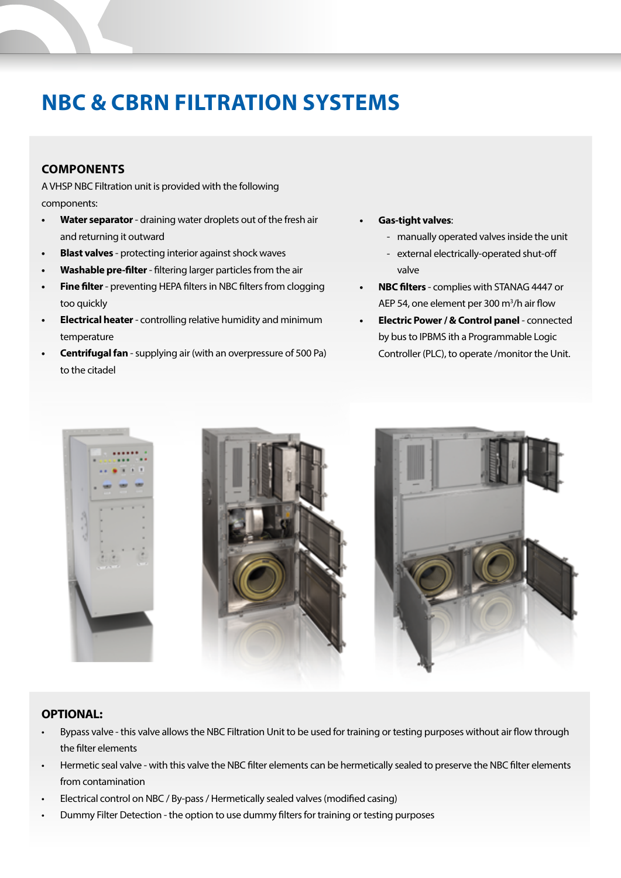# NBC & CBRN FILTRATION SYSTEMS

## COMPONENTS

A VHSP NBC Filtration unit is provided with the following components:

- **Water separator** - draining water droplets out of the fresh air and returning it outward
- **Blast valves** - protecting interior against shock waves
- **Washable pre-filter** - filtering larger particles from the air
- **Fine filter** - preventing HEPA filters in NBC filters from clogging too quickly
- **Electrical heater** - controlling relative humidity and minimum temperature
- **Centrifugal fan** - supplying air (with an overpressure of 500 Pa) to the citadel
- **Gas-tight valves**:
  - manually operated valves inside the unit
  - external electrically-operated shut-off valve
- **NBC filters** - complies with STANAG 4447 or AEP 54, one element per 300 $m^3$/h air flow
- **Electric Power / & Control panel** - connected by bus to IPBMS ith a Programmable Logic Controller (PLC), to operate /monitor the Unit.

## OPTIONAL:

- Bypass valve - this valve allows the NBC Filtration Unit to be used for training or testing purposes without air flow through the filter elements
- Hermetic seal valve - with this valve the NBC filter elements can be hermetically sealed to preserve the NBC filter elements from contamination
- Electrical control on NBC / By-pass / Hermetically sealed valves (modified casing)
- Dummy Filter Detection - the option to use dummy filters for training or testing purposes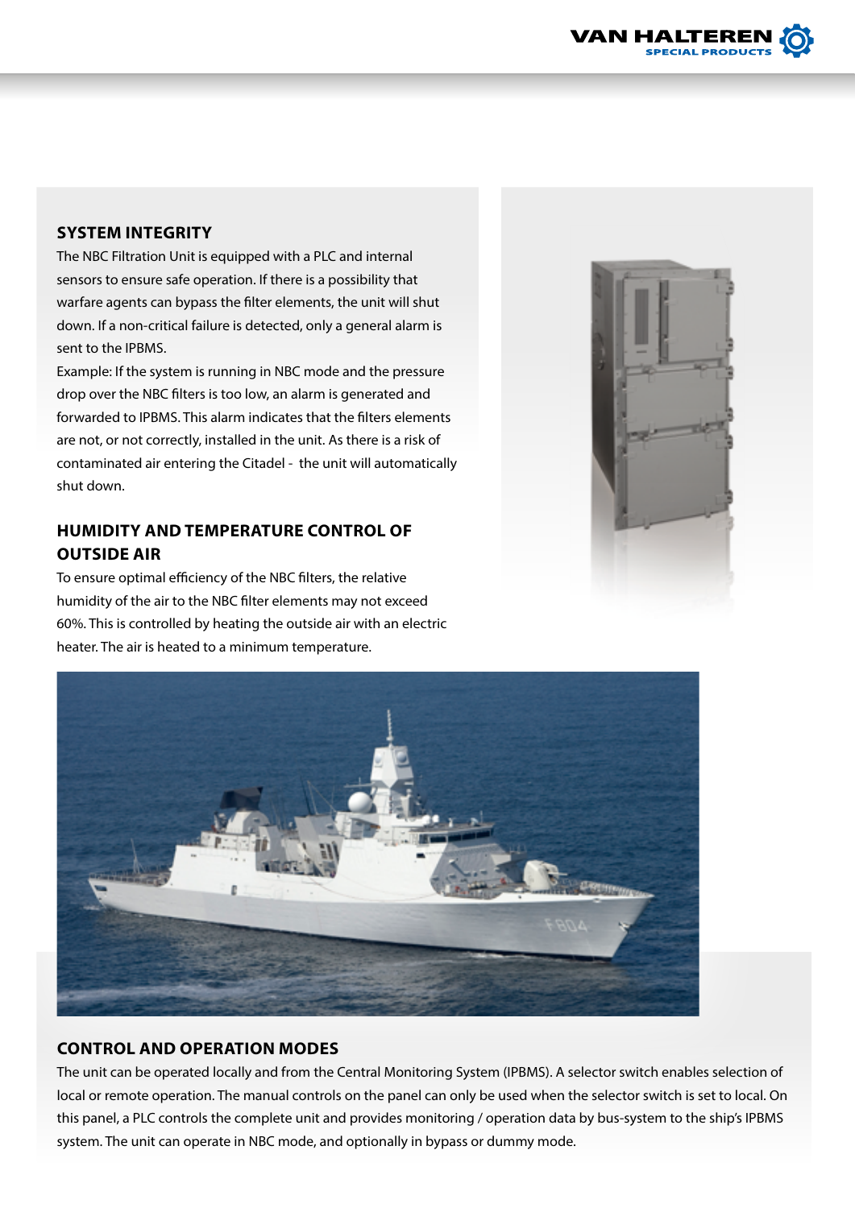## SYSTEM INTEGRITY

The NBC Filtration Unit is equipped with a PLC and internal sensors to ensure safe operation. If there is a possibility that warfare agents can bypass the filter elements, the unit will shut down. If a non-critical failure is detected, only a general alarm is sent to the IPBMS.

Example: If the system is running in NBC mode and the pressure drop over the NBC filters is too low, an alarm is generated and forwarded to IPBMS. This alarm indicates that the filters elements are not, or not correctly, installed in the unit. As there is a risk of contaminated air entering the Citadel - the unit will automatically shut down.

## HUMIDITY AND TEMPERATURE CONTROL OF OUTSIDE AIR

To ensure optimal efficiency of the NBC filters, the relative humidity of the air to the NBC filter elements may not exceed 60%. This is controlled by heating the outside air with an electric heater. The air is heated to a minimum temperature.

## CONTROL AND OPERATION MODES

The unit can be operated locally and from the Central Monitoring System (IPBMS). A selector switch enables selection of local or remote operation. The manual controls on the panel can only be used when the selector switch is set to local. On this panel, a PLC controls the complete unit and provides monitoring / operation data by bus-system to the ship's IPBMS system. The unit can operate in NBC mode, and optionally in bypass or dummy mode.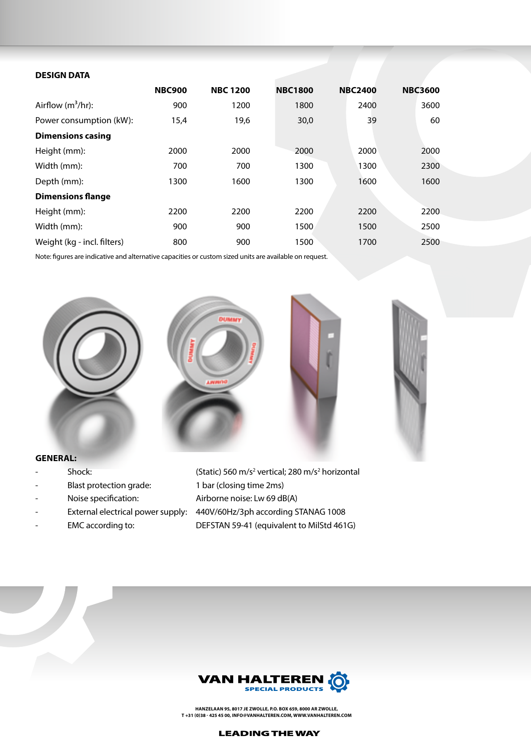## DESIGN DATA

| | NBC900 | NBC 1200 | NBC1800 | NBC2400 | NBC3600 |
|---|---|---|---|---|---|
| Airflow ($m^3$/hr): | 900 | 1200 | 1800 | 2400 | 3600 |
| Power consumption (kW): | 15,4 | 19,6 | 30,0 | 39 | 60 |
| **Dimensions casing** | | | | | |
| Height (mm): | 2000 | 2000 | 2000 | 2000 | 2000 |
| Width (mm): | 700 | 700 | 1300 | 1300 | 2300 |
| Depth (mm): | 1300 | 1600 | 1300 | 1600 | 1600 |
| **Dimensions flange** | | | | | |
| Height (mm): | 2200 | 2200 | 2200 | 2200 | 2200 |
| Width (mm): | 900 | 900 | 1500 | 1500 | 2500 |
| Weight (kg - incl. filters) | 800 | 900 | 1500 | 1700 | 2500 |

Note: figures are indicative and alternative capacities or custom sized units are available on request.

**GENERAL:**

| | | |
|---|---|---|
| - | Shock: | (Static) 560 m/$s^2$ vertical; 280 m/$s^2$ horizontal |
| - | Blast protection grade: | 1 bar (closing time 2ms) |
| - | Noise specification: | Airborne noise: Lw 69 dB(A) |
| - | External electrical power supply: | 440V/60Hz/3ph according STANAG 1008 |
| - | EMC according to: | DEFSTAN 59-41 (equivalent to MilStd 461G) |

VAN HALTEREN SPECIAL PRODUCTS

HANZELAAN 95, 8017 JE ZWOLLE, P.O. BOX 659, 8000 AR ZWOLLE,
T +31 (0)38 - 425 45 00, INFO@VANHALTEREN.COM, WWW.VANHALTEREN.COM

LEADING THE WAY